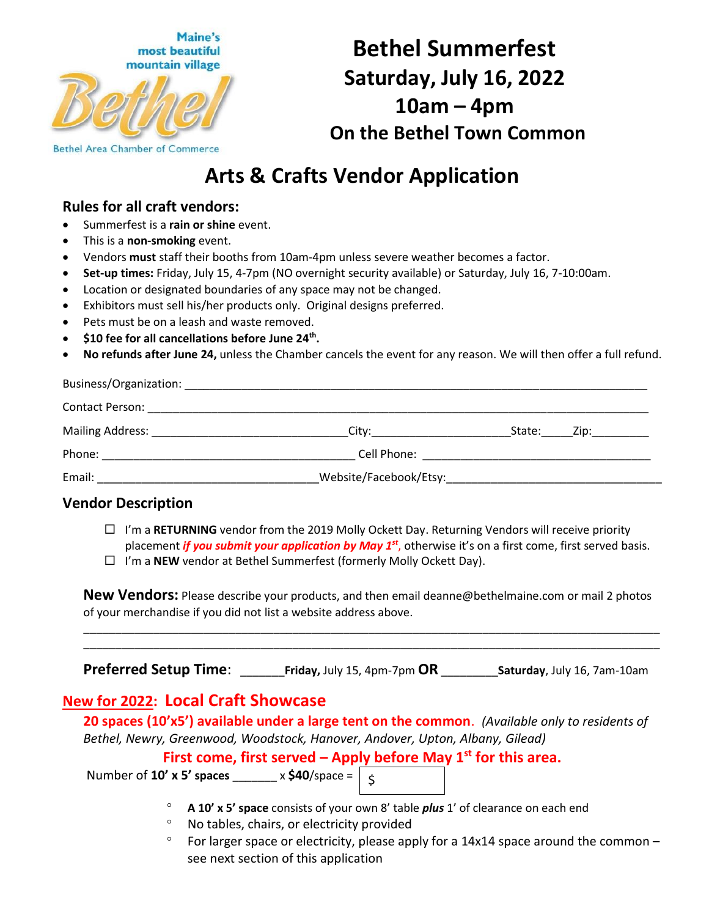Maine's most beautiful mountain village

Bethel

Bethel Area Chamber of Commerce

# Bethel Summerfest
# Saturday, July 16, 2022
# 10am – 4pm
## On the Bethel Town Common

# Arts & Crafts Vendor Application

## Rules for all craft vendors:

- Summerfest is a **rain or shine** event.
- This is a **non-smoking** event.
- Vendors **must** staff their booths from 10am-4pm unless severe weather becomes a factor.
- **Set-up times:** Friday, July 15, 4-7pm (NO overnight security available) or Saturday, July 16, 7-10:00am.
- Location or designated boundaries of any space may not be changed.
- Exhibitors must sell his/her products only. Original designs preferred.
- Pets must be on a leash and waste removed.
- **$10 fee for all cancellations before June 24th.**
- **No refunds after June 24,** unless the Chamber cancels the event for any reason. We will then offer a full refund.

Business/Organization: ___________________________________________________________________________

Contact Person: ________________________________________________________________________________

Mailing Address: ______________________________City:_____________________State:_____Zip:_________

Phone: _______________________________________ Cell Phone: ___________________________________

Email: __________________________________Website/Facebook/Etsy:_________________________________

## Vendor Description

☐ I'm a **RETURNING** vendor from the 2019 Molly Ockett Day. Returning Vendors will receive priority placement ***if you submit your application by May 1st***, otherwise it's on a first come, first served basis.

☐ I'm a **NEW** vendor at Bethel Summerfest (formerly Molly Ockett Day).

**New Vendors:** Please describe your products, and then email deanne@bethelmaine.com or mail 2 photos of your merchandise if you did not list a website address above.

_____________________________________________________________________________________________

_____________________________________________________________________________________________

**Preferred Setup Time**: ______**Friday,** July 15, 4pm-7pm **OR** ________**Saturday**, July 16, 7am-10am

## New for 2022: Local Craft Showcase

**20 spaces (10'x5') available under a large tent on the common**. *(Available only to residents of Bethel, Newry, Greenwood, Woodstock, Hanover, Andover, Upton, Albany, Gilead)*

**First come, first served – Apply before May 1st for this area.**

Number of **10' x 5' spaces** _______ x **$40**/space = $ __________

- **A 10' x 5' space** consists of your own 8' table ***plus*** 1' of clearance on each end
- No tables, chairs, or electricity provided
- For larger space or electricity, please apply for a 14x14 space around the common – see next section of this application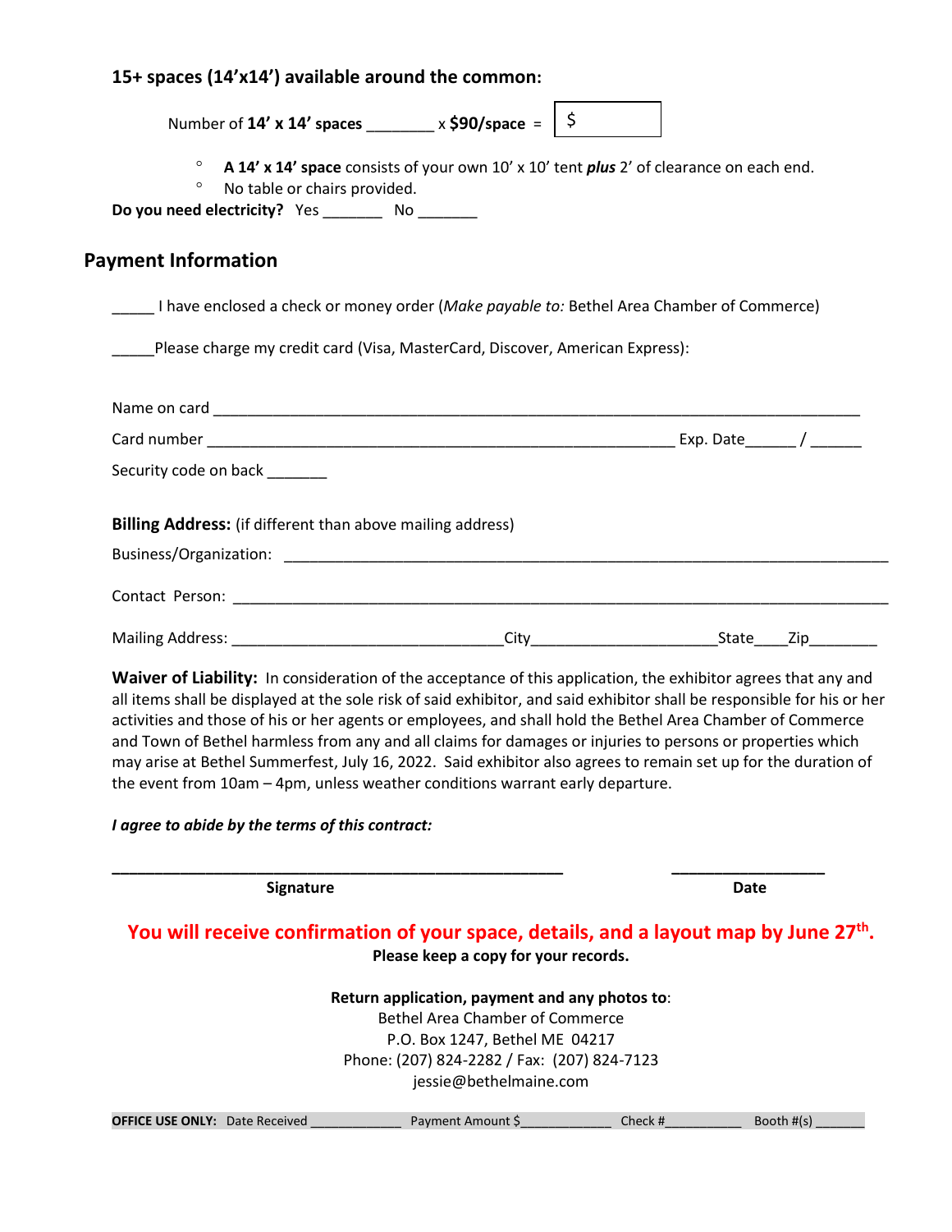## 15+ spaces (14'x14') available around the common:

Number of **14' x 14' spaces** ________ x **$90/space** = | $ |

- **A 14' x 14' space** consists of your own 10' x 10' tent ***plus*** 2' of clearance on each end.
- No table or chairs provided.

**Do you need electricity?** Yes _______ No _______

## Payment Information

_____ I have enclosed a check or money order (*Make payable to:* Bethel Area Chamber of Commerce)

_____Please charge my credit card (Visa, MasterCard, Discover, American Express):

Name on card ______________________________________________________________________________

Card number _________________________________________________________ Exp. Date______ / ______

Security code on back _______

**Billing Address:** (if different than above mailing address)

Business/Organization: ___________________________________________________________________________

Contact Person: _________________________________________________________________________________

Mailing Address: ________________________________City______________________State____Zip________

**Waiver of Liability:** In consideration of the acceptance of this application, the exhibitor agrees that any and all items shall be displayed at the sole risk of said exhibitor, and said exhibitor shall be responsible for his or her activities and those of his or her agents or employees, and shall hold the Bethel Area Chamber of Commerce and Town of Bethel harmless from any and all claims for damages or injuries to persons or properties which may arise at Bethel Summerfest, July 16, 2022. Said exhibitor also agrees to remain set up for the duration of the event from 10am – 4pm, unless weather conditions warrant early departure.

***I agree to abide by the terms of this contract:***

_______________________________________________________ ___________________

**Signature** **Date**

**You will receive confirmation of your space, details, and a layout map by June 27th.**

**Please keep a copy for your records.**

**Return application, payment and any photos to**:
Bethel Area Chamber of Commerce
P.O. Box 1247, Bethel ME 04217
Phone: (207) 824-2282 / Fax: (207) 824-7123
jessie@bethelmaine.com

**OFFICE USE ONLY:** Date Received ____________ Payment Amount $____________ Check #__________ Booth #(s) _______